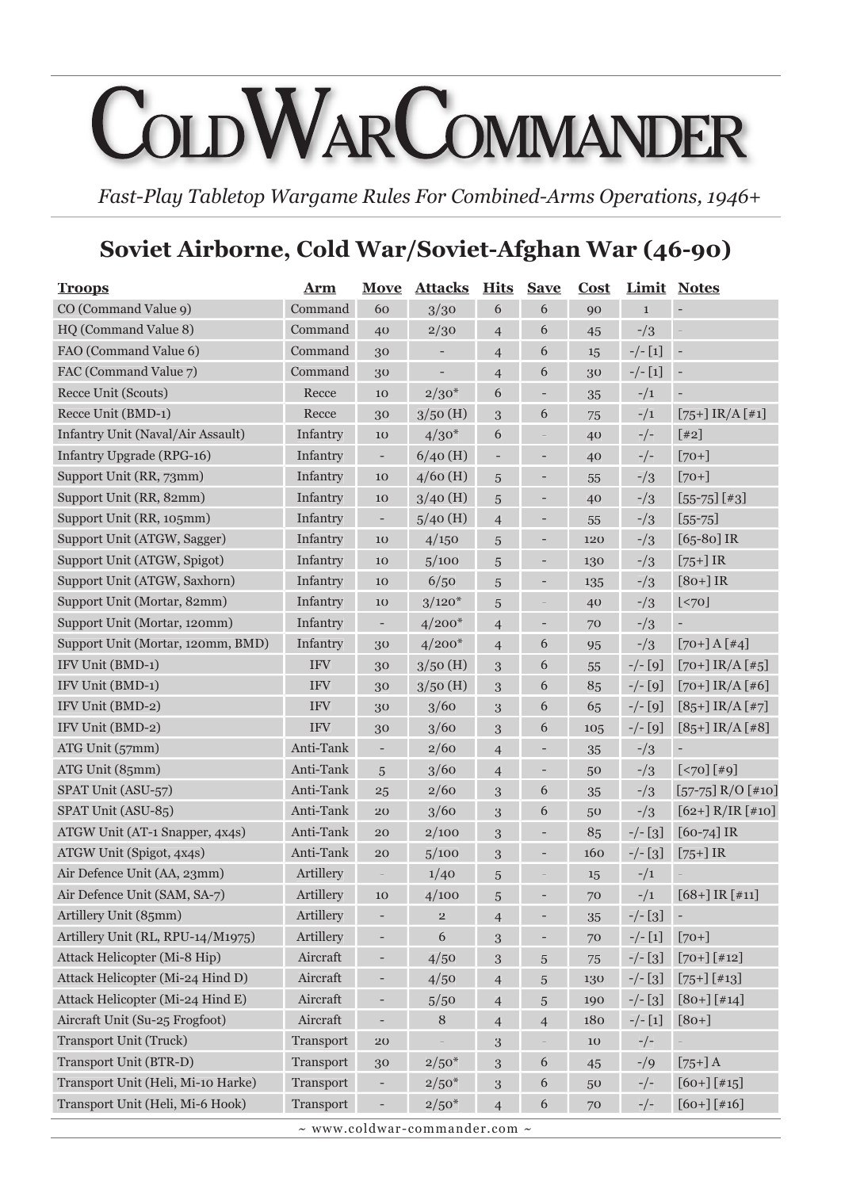# Cold War Commander

*Fast-Play Tabletop Wargame Rules For Combined-Arms Operations, 1946+*

## Soviet Airborne, Cold War/Soviet-Afghan War (46-90)

| Troops | Arm | Move | Attacks | Hits | Save | Cost | Limit | Notes |
|---|---|---|---|---|---|---|---|---|
| CO (Command Value 9) | Command | 60 | 3/30 | 6 | 6 | 90 | 1 | - |
| HQ (Command Value 8) | Command | 40 | 2/30 | 4 | 6 | 45 | -/3 | - |
| FAO (Command Value 6) | Command | 30 | - | 4 | 6 | 15 | -/- [1] | - |
| FAC (Command Value 7) | Command | 30 | - | 4 | 6 | 30 | -/- [1] | - |
| Recce Unit (Scouts) | Recce | 10 | 2/30* | 6 | - | 35 | -/1 | - |
| Recce Unit (BMD-1) | Recce | 30 | 3/50 (H) | 3 | 6 | 75 | -/1 | [75+] IR/A [#1] |
| Infantry Unit (Naval/Air Assault) | Infantry | 10 | 4/30* | 6 | - | 40 | -/- | [#2] |
| Infantry Upgrade (RPG-16) | Infantry | - | 6/40 (H) | - | - | 40 | -/- | [70+] |
| Support Unit (RR, 73mm) | Infantry | 10 | 4/60 (H) | 5 | - | 55 | -/3 | [70+] |
| Support Unit (RR, 82mm) | Infantry | 10 | 3/40 (H) | 5 | - | 40 | -/3 | [55-75] [#3] |
| Support Unit (RR, 105mm) | Infantry | - | 5/40 (H) | 4 | - | 55 | -/3 | [55-75] |
| Support Unit (ATGW, Sagger) | Infantry | 10 | 4/150 | 5 | - | 120 | -/3 | [65-80] IR |
| Support Unit (ATGW, Spigot) | Infantry | 10 | 5/100 | 5 | - | 130 | -/3 | [75+] IR |
| Support Unit (ATGW, Saxhorn) | Infantry | 10 | 6/50 | 5 | - | 135 | -/3 | [80+] IR |
| Support Unit (Mortar, 82mm) | Infantry | 10 | 3/120* | 5 | - | 40 | -/3 | [<70] |
| Support Unit (Mortar, 120mm) | Infantry | - | 4/200* | 4 | - | 70 | -/3 | - |
| Support Unit (Mortar, 120mm, BMD) | Infantry | 30 | 4/200* | 4 | 6 | 95 | -/3 | [70+] A [#4] |
| IFV Unit (BMD-1) | IFV | 30 | 3/50 (H) | 3 | 6 | 55 | -/- [9] | [70+] IR/A [#5] |
| IFV Unit (BMD-1) | IFV | 30 | 3/50 (H) | 3 | 6 | 85 | -/- [9] | [70+] IR/A [#6] |
| IFV Unit (BMD-2) | IFV | 30 | 3/60 | 3 | 6 | 65 | -/- [9] | [85+] IR/A [#7] |
| IFV Unit (BMD-2) | IFV | 30 | 3/60 | 3 | 6 | 105 | -/- [9] | [85+] IR/A [#8] |
| ATG Unit (57mm) | Anti-Tank | - | 2/60 | 4 | - | 35 | -/3 | - |
| ATG Unit (85mm) | Anti-Tank | 5 | 3/60 | 4 | - | 50 | -/3 | [<70] [#9] |
| SPAT Unit (ASU-57) | Anti-Tank | 25 | 2/60 | 3 | 6 | 35 | -/3 | [57-75] R/O [#10] |
| SPAT Unit (ASU-85) | Anti-Tank | 20 | 3/60 | 3 | 6 | 50 | -/3 | [62+] R/IR [#10] |
| ATGW Unit (AT-1 Snapper, 4x4s) | Anti-Tank | 20 | 2/100 | 3 | - | 85 | -/- [3] | [60-74] IR |
| ATGW Unit (Spigot, 4x4s) | Anti-Tank | 20 | 5/100 | 3 | - | 160 | -/- [3] | [75+] IR |
| Air Defence Unit (AA, 23mm) | Artillery | - | 1/40 | 5 | - | 15 | -/1 | - |
| Air Defence Unit (SAM, SA-7) | Artillery | 10 | 4/100 | 5 | - | 70 | -/1 | [68+] IR [#11] |
| Artillery Unit (85mm) | Artillery | - | 2 | 4 | - | 35 | -/- [3] | - |
| Artillery Unit (RL, RPU-14/M1975) | Artillery | - | 6 | 3 | - | 70 | -/- [1] | [70+] |
| Attack Helicopter (Mi-8 Hip) | Aircraft | - | 4/50 | 3 | 5 | 75 | -/- [3] | [70+] [#12] |
| Attack Helicopter (Mi-24 Hind D) | Aircraft | - | 4/50 | 4 | 5 | 130 | -/- [3] | [75+] [#13] |
| Attack Helicopter (Mi-24 Hind E) | Aircraft | - | 5/50 | 4 | 5 | 190 | -/- [3] | [80+] [#14] |
| Aircraft Unit (Su-25 Frogfoot) | Aircraft | - | 8 | 4 | 4 | 180 | -/- [1] | [80+] |
| Transport Unit (Truck) | Transport | 20 | - | 3 | - | 10 | -/- | - |
| Transport Unit (BTR-D) | Transport | 30 | 2/50* | 3 | 6 | 45 | -/9 | [75+] A |
| Transport Unit (Heli, Mi-10 Harke) | Transport | - | 2/50* | 3 | 6 | 50 | -/- | [60+] [#15] |
| Transport Unit (Heli, Mi-6 Hook) | Transport | - | 2/50* | 4 | 6 | 70 | -/- | [60+] [#16] |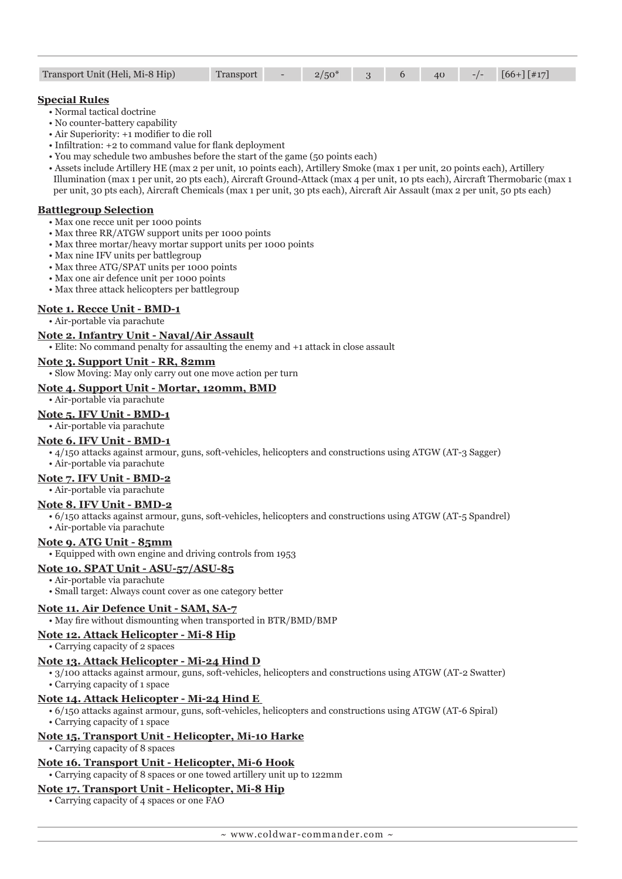| | | | | | | | | |
|---|---|---|---|---|---|---|---|---|
| Transport Unit (Heli, Mi-8 Hip) | Transport | - | 2/50* | 3 | 6 | 40 | -/- | [66+] [#17] |

## Special Rules

- Normal tactical doctrine
- No counter-battery capability
- Air Superiority: +1 modifier to die roll
- Infiltration: +2 to command value for flank deployment
- You may schedule two ambushes before the start of the game (50 points each)
- Assets include Artillery HE (max 2 per unit, 10 points each), Artillery Smoke (max 1 per unit, 20 points each), Artillery Illumination (max 1 per unit, 20 pts each), Aircraft Ground-Attack (max 4 per unit, 10 pts each), Aircraft Thermobaric (max 1 per unit, 30 pts each), Aircraft Chemicals (max 1 per unit, 30 pts each), Aircraft Air Assault (max 2 per unit, 50 pts each)

## Battlegroup Selection

- Max one recce unit per 1000 points
- Max three RR/ATGW support units per 1000 points
- Max three mortar/heavy mortar support units per 1000 points
- Max nine IFV units per battlegroup
- Max three ATG/SPAT units per 1000 points
- Max one air defence unit per 1000 points
- Max three attack helicopters per battlegroup

### Note 1. Recce Unit - BMD-1

- Air-portable via parachute

### Note 2. Infantry Unit - Naval/Air Assault

- Elite: No command penalty for assaulting the enemy and +1 attack in close assault

### Note 3. Support Unit - RR, 82mm

- Slow Moving: May only carry out one move action per turn

### Note 4. Support Unit - Mortar, 120mm, BMD

- Air-portable via parachute

### Note 5. IFV Unit - BMD-1

- Air-portable via parachute

### Note 6. IFV Unit - BMD-1

- 4/150 attacks against armour, guns, soft-vehicles, helicopters and constructions using ATGW (AT-3 Sagger)
- Air-portable via parachute

### Note 7. IFV Unit - BMD-2

- Air-portable via parachute

### Note 8. IFV Unit - BMD-2

- 6/150 attacks against armour, guns, soft-vehicles, helicopters and constructions using ATGW (AT-5 Spandrel)
- Air-portable via parachute

### Note 9. ATG Unit - 85mm

- Equipped with own engine and driving controls from 1953

### Note 10. SPAT Unit - ASU-57/ASU-85

- Air-portable via parachute
- Small target: Always count cover as one category better

### Note 11. Air Defence Unit - SAM, SA-7

- May fire without dismounting when transported in BTR/BMD/BMP

### Note 12. Attack Helicopter - Mi-8 Hip

- Carrying capacity of 2 spaces

### Note 13. Attack Helicopter - Mi-24 Hind D

- 3/100 attacks against armour, guns, soft-vehicles, helicopters and constructions using ATGW (AT-2 Swatter)
- Carrying capacity of 1 space

### Note 14. Attack Helicopter - Mi-24 Hind E

- 6/150 attacks against armour, guns, soft-vehicles, helicopters and constructions using ATGW (AT-6 Spiral)
- Carrying capacity of 1 space

### Note 15. Transport Unit - Helicopter, Mi-10 Harke

- Carrying capacity of 8 spaces

### Note 16. Transport Unit - Helicopter, Mi-6 Hook

- Carrying capacity of 8 spaces or one towed artillery unit up to 122mm

### Note 17. Transport Unit - Helicopter, Mi-8 Hip

- Carrying capacity of 4 spaces or one FAO